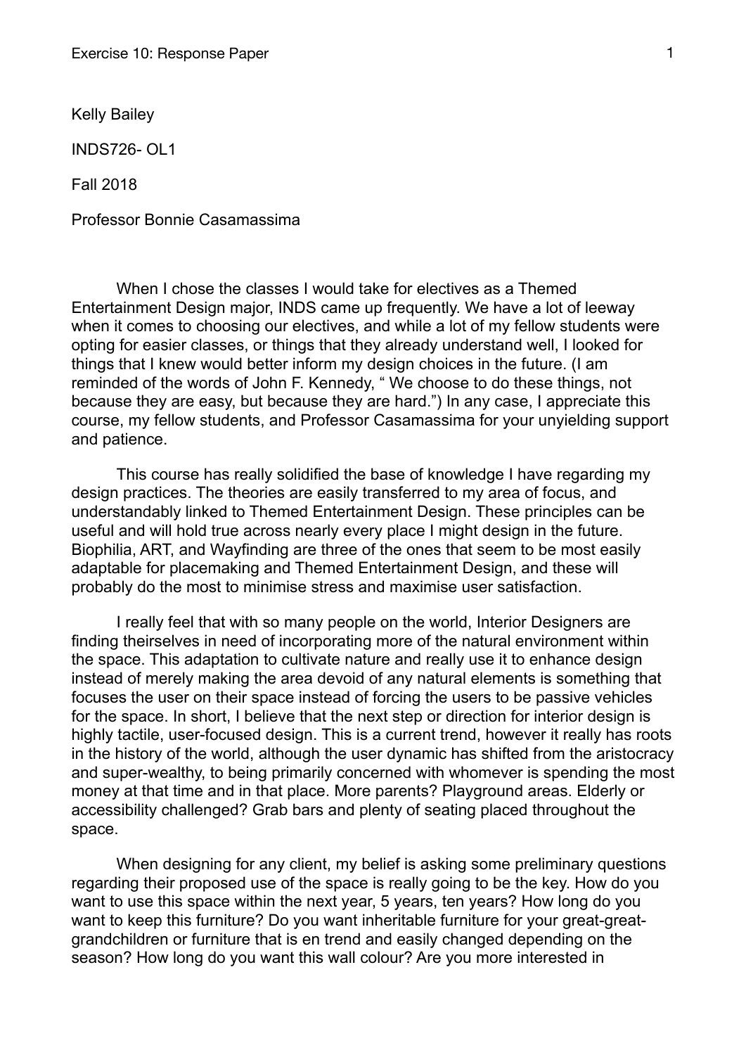Kelly Bailey

INDS726- OL1

Fall 2018

Professor Bonnie Casamassima

When I chose the classes I would take for electives as a Themed Entertainment Design major, INDS came up frequently. We have a lot of leeway when it comes to choosing our electives, and while a lot of my fellow students were opting for easier classes, or things that they already understand well, I looked for things that I knew would better inform my design choices in the future. (I am reminded of the words of John F. Kennedy, " We choose to do these things, not because they are easy, but because they are hard.") In any case, I appreciate this course, my fellow students, and Professor Casamassima for your unyielding support and patience.

This course has really solidified the base of knowledge I have regarding my design practices. The theories are easily transferred to my area of focus, and understandably linked to Themed Entertainment Design. These principles can be useful and will hold true across nearly every place I might design in the future. Biophilia, ART, and Wayfinding are three of the ones that seem to be most easily adaptable for placemaking and Themed Entertainment Design, and these will probably do the most to minimise stress and maximise user satisfaction.

I really feel that with so many people on the world, Interior Designers are finding theirselves in need of incorporating more of the natural environment within the space. This adaptation to cultivate nature and really use it to enhance design instead of merely making the area devoid of any natural elements is something that focuses the user on their space instead of forcing the users to be passive vehicles for the space. In short, I believe that the next step or direction for interior design is highly tactile, user-focused design. This is a current trend, however it really has roots in the history of the world, although the user dynamic has shifted from the aristocracy and super-wealthy, to being primarily concerned with whomever is spending the most money at that time and in that place. More parents? Playground areas. Elderly or accessibility challenged? Grab bars and plenty of seating placed throughout the space.

When designing for any client, my belief is asking some preliminary questions regarding their proposed use of the space is really going to be the key. How do you want to use this space within the next year, 5 years, ten years? How long do you want to keep this furniture? Do you want inheritable furniture for your great-great-grandchildren or furniture that is en trend and easily changed depending on the season? How long do you want this wall colour? Are you more interested in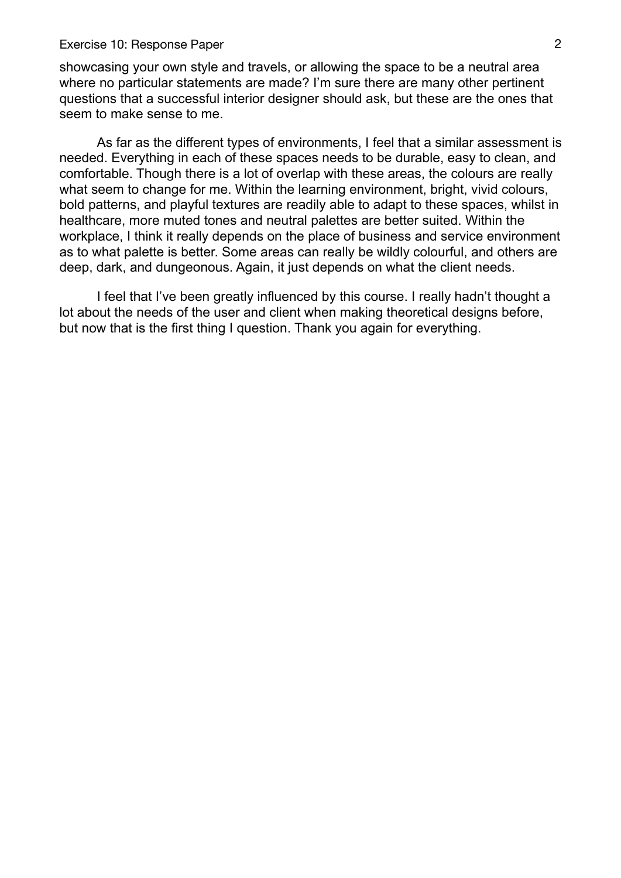showcasing your own style and travels, or allowing the space to be a neutral area where no particular statements are made? I'm sure there are many other pertinent questions that a successful interior designer should ask, but these are the ones that seem to make sense to me.

As far as the different types of environments, I feel that a similar assessment is needed. Everything in each of these spaces needs to be durable, easy to clean, and comfortable. Though there is a lot of overlap with these areas, the colours are really what seem to change for me. Within the learning environment, bright, vivid colours, bold patterns, and playful textures are readily able to adapt to these spaces, whilst in healthcare, more muted tones and neutral palettes are better suited. Within the workplace, I think it really depends on the place of business and service environment as to what palette is better. Some areas can really be wildly colourful, and others are deep, dark, and dungeonous. Again, it just depends on what the client needs.

I feel that I've been greatly influenced by this course. I really hadn't thought a lot about the needs of the user and client when making theoretical designs before, but now that is the first thing I question. Thank you again for everything.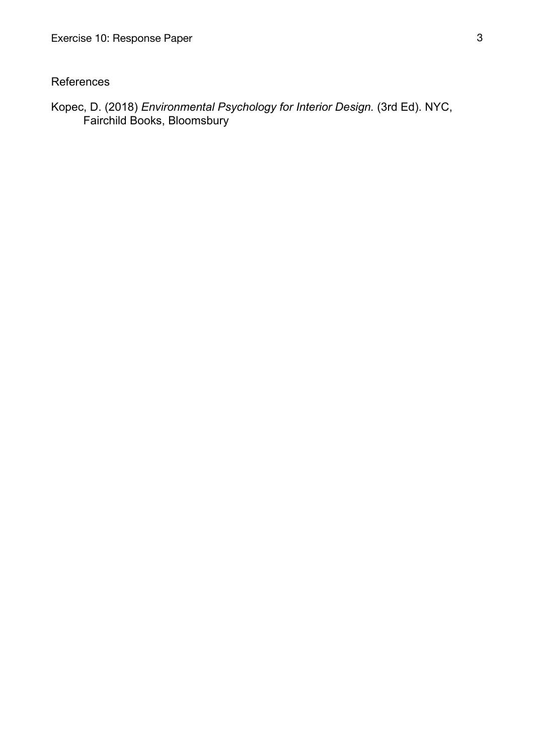References

Kopec, D. (2018) *Environmental Psychology for Interior Design.* (3rd Ed). NYC, Fairchild Books, Bloomsbury